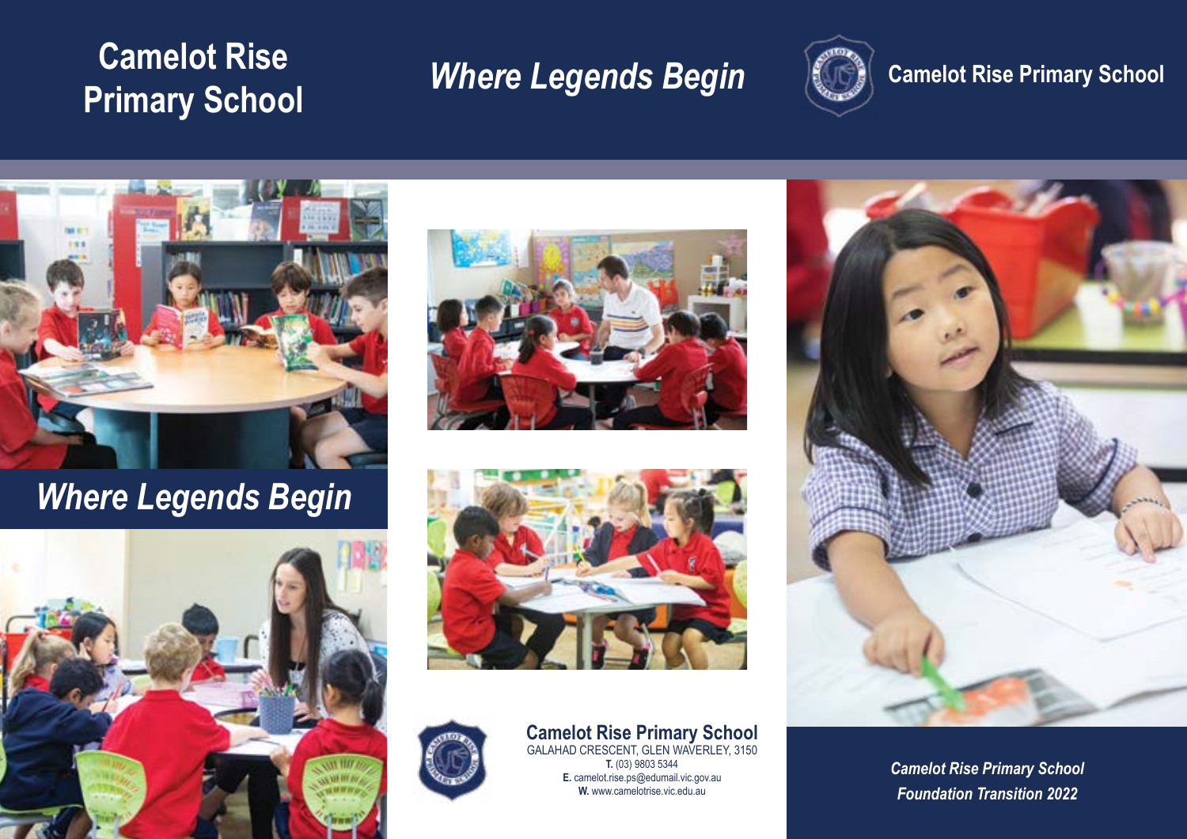# Camelot Rise Primary School

## *Where Legends Begin*

Camelot Rise Primary School

## *Where Legends Begin*

**Camelot Rise Primary School**
GALAHAD CRESCENT, GLEN WAVERLEY, 3150
**T.** (03) 9803 5344
**E.** camelot.rise.ps@edumail.vic.gov.au
**W.** www.camelotrise.vic.edu.au

***Camelot Rise Primary School***
***Foundation Transition 2022***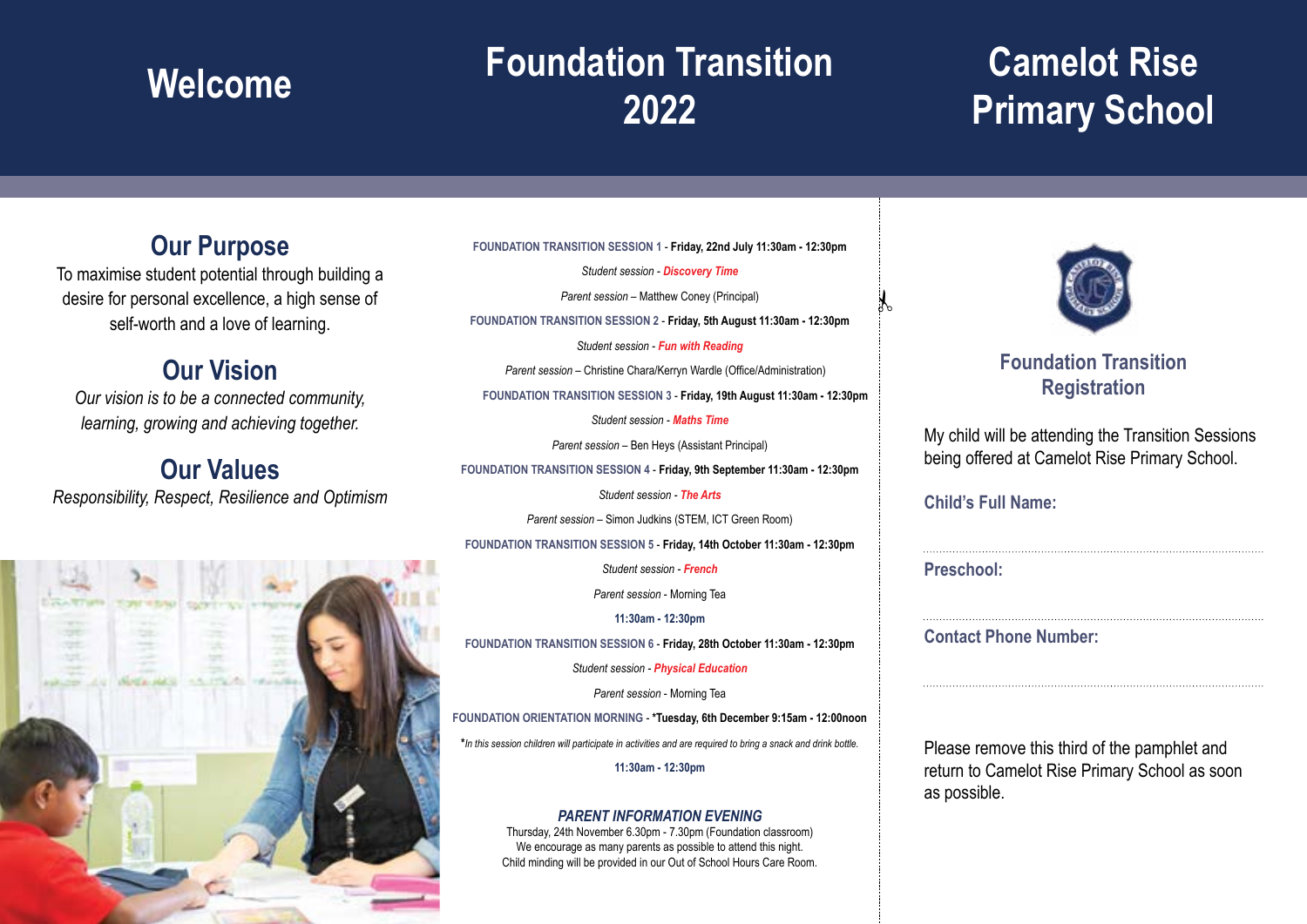# Welcome

# Foundation Transition 2022

# Camelot Rise Primary School

## Our Purpose

To maximise student potential through building a desire for personal excellence, a high sense of self-worth and a love of learning.

## Our Vision

*Our vision is to be a connected community, learning, growing and achieving together.*

## Our Values

*Responsibility, Respect, Resilience and Optimism*

**FOUNDATION TRANSITION SESSION 1 - Friday, 22nd July 11:30am - 12:30pm**

*Student session - **Discovery Time***

*Parent session* – Matthew Coney (Principal)

**FOUNDATION TRANSITION SESSION 2 - Friday, 5th August 11:30am - 12:30pm**

*Student session - **Fun with Reading***

*Parent session* – Christine Chara/Kerryn Wardle (Office/Administration)

**FOUNDATION TRANSITION SESSION 3 - Friday, 19th August 11:30am - 12:30pm**

*Student session - **Maths Time***

*Parent session* – Ben Heys (Assistant Principal)

**FOUNDATION TRANSITION SESSION 4 - Friday, 9th September 11:30am - 12:30pm**

*Student session - **The Arts***

*Parent session* – Simon Judkins (STEM, ICT Green Room)

**FOUNDATION TRANSITION SESSION 5 - Friday, 14th October 11:30am - 12:30pm**

*Student session - **French***

*Parent session* - Morning Tea

**11:30am - 12:30pm**

**FOUNDATION TRANSITION SESSION 6 - Friday, 28th October 11:30am - 12:30pm**

*Student session - **Physical Education***

*Parent session* - Morning Tea

**FOUNDATION ORIENTATION MORNING - *Tuesday, 6th December 9:15am - 12:00noon**

**In this session children will participate in activities and are required to bring a snack and drink bottle.*

**11:30am - 12:30pm**

***PARENT INFORMATION EVENING***

Thursday, 24th November 6.30pm - 7.30pm (Foundation classroom)
We encourage as many parents as possible to attend this night.
Child minding will be provided in our Out of School Hours Care Room.

## Foundation Transition Registration

My child will be attending the Transition Sessions being offered at Camelot Rise Primary School.

**Child's Full Name:**

..........................................................................................

**Preschool:**

..........................................................................................

**Contact Phone Number:**

..........................................................................................

Please remove this third of the pamphlet and return to Camelot Rise Primary School as soon as possible.